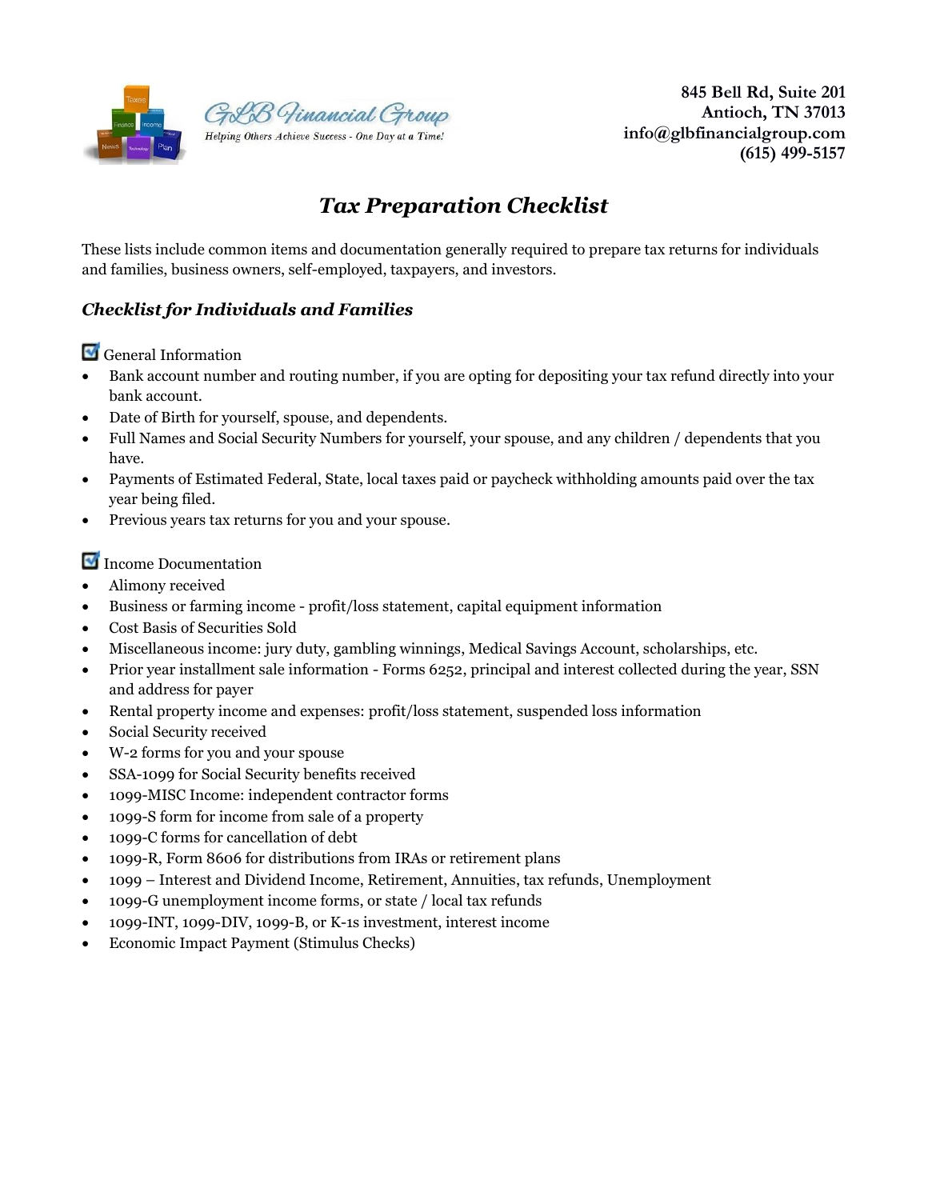GLB Financial Group
Helping Others Achieve Success - One Day at a Time!

**845 Bell Rd, Suite 201**
**Antioch, TN 37013**
**info@glbfinancialgroup.com**
**(615) 499-5157**

# *Tax Preparation Checklist*

These lists include common items and documentation generally required to prepare tax returns for individuals and families, business owners, self-employed, taxpayers, and investors.

## *Checklist for Individuals and Families*

☑ General Information

- Bank account number and routing number, if you are opting for depositing your tax refund directly into your bank account.
- Date of Birth for yourself, spouse, and dependents.
- Full Names and Social Security Numbers for yourself, your spouse, and any children / dependents that you have.
- Payments of Estimated Federal, State, local taxes paid or paycheck withholding amounts paid over the tax year being filed.
- Previous years tax returns for you and your spouse.

☑ Income Documentation

- Alimony received
- Business or farming income - profit/loss statement, capital equipment information
- Cost Basis of Securities Sold
- Miscellaneous income: jury duty, gambling winnings, Medical Savings Account, scholarships, etc.
- Prior year installment sale information - Forms 6252, principal and interest collected during the year, SSN and address for payer
- Rental property income and expenses: profit/loss statement, suspended loss information
- Social Security received
- W-2 forms for you and your spouse
- SSA-1099 for Social Security benefits received
- 1099-MISC Income: independent contractor forms
- 1099-S form for income from sale of a property
- 1099-C forms for cancellation of debt
- 1099-R, Form 8606 for distributions from IRAs or retirement plans
- 1099 – Interest and Dividend Income, Retirement, Annuities, tax refunds, Unemployment
- 1099-G unemployment income forms, or state / local tax refunds
- 1099-INT, 1099-DIV, 1099-B, or K-1s investment, interest income
- Economic Impact Payment (Stimulus Checks)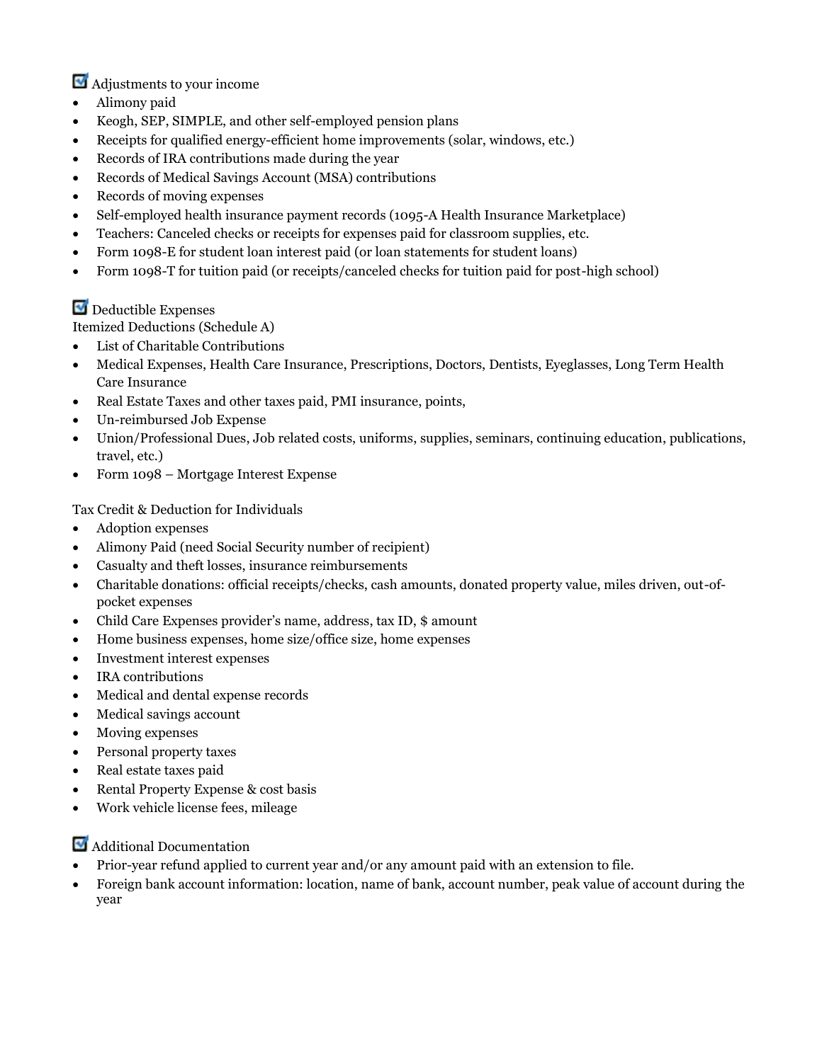☑ Adjustments to your income

- Alimony paid
- Keogh, SEP, SIMPLE, and other self-employed pension plans
- Receipts for qualified energy-efficient home improvements (solar, windows, etc.)
- Records of IRA contributions made during the year
- Records of Medical Savings Account (MSA) contributions
- Records of moving expenses
- Self-employed health insurance payment records (1095-A Health Insurance Marketplace)
- Teachers: Canceled checks or receipts for expenses paid for classroom supplies, etc.
- Form 1098-E for student loan interest paid (or loan statements for student loans)
- Form 1098-T for tuition paid (or receipts/canceled checks for tuition paid for post-high school)

☑ Deductible Expenses

Itemized Deductions (Schedule A)

- List of Charitable Contributions
- Medical Expenses, Health Care Insurance, Prescriptions, Doctors, Dentists, Eyeglasses, Long Term Health Care Insurance
- Real Estate Taxes and other taxes paid, PMI insurance, points,
- Un-reimbursed Job Expense
- Union/Professional Dues, Job related costs, uniforms, supplies, seminars, continuing education, publications, travel, etc.)
- Form 1098 – Mortgage Interest Expense

Tax Credit & Deduction for Individuals

- Adoption expenses
- Alimony Paid (need Social Security number of recipient)
- Casualty and theft losses, insurance reimbursements
- Charitable donations: official receipts/checks, cash amounts, donated property value, miles driven, out-of-pocket expenses
- Child Care Expenses provider's name, address, tax ID, $ amount
- Home business expenses, home size/office size, home expenses
- Investment interest expenses
- IRA contributions
- Medical and dental expense records
- Medical savings account
- Moving expenses
- Personal property taxes
- Real estate taxes paid
- Rental Property Expense & cost basis
- Work vehicle license fees, mileage

☑ Additional Documentation

- Prior-year refund applied to current year and/or any amount paid with an extension to file.
- Foreign bank account information: location, name of bank, account number, peak value of account during the year